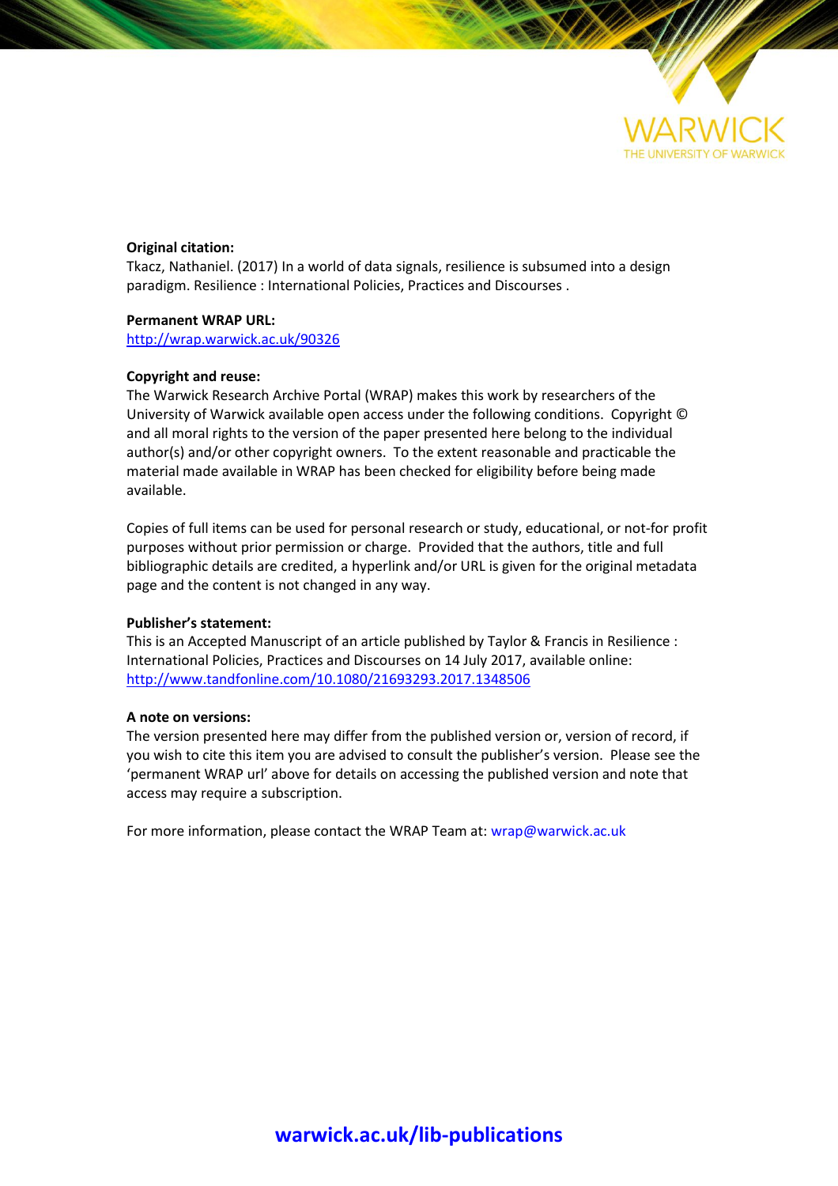WARWICK
THE UNIVERSITY OF WARWICK

**Original citation:**
Tkacz, Nathaniel. (2017) In a world of data signals, resilience is subsumed into a design paradigm. Resilience : International Policies, Practices and Discourses .

**Permanent WRAP URL:**
http://wrap.warwick.ac.uk/90326

**Copyright and reuse:**
The Warwick Research Archive Portal (WRAP) makes this work by researchers of the University of Warwick available open access under the following conditions. Copyright © and all moral rights to the version of the paper presented here belong to the individual author(s) and/or other copyright owners. To the extent reasonable and practicable the material made available in WRAP has been checked for eligibility before being made available.

Copies of full items can be used for personal research or study, educational, or not-for profit purposes without prior permission or charge. Provided that the authors, title and full bibliographic details are credited, a hyperlink and/or URL is given for the original metadata page and the content is not changed in any way.

**Publisher's statement:**
This is an Accepted Manuscript of an article published by Taylor & Francis in Resilience : International Policies, Practices and Discourses on 14 July 2017, available online: http://www.tandfonline.com/10.1080/21693293.2017.1348506

**A note on versions:**
The version presented here may differ from the published version or, version of record, if you wish to cite this item you are advised to consult the publisher's version. Please see the 'permanent WRAP url' above for details on accessing the published version and note that access may require a subscription.

For more information, please contact the WRAP Team at: wrap@warwick.ac.uk

**warwick.ac.uk/lib-publications**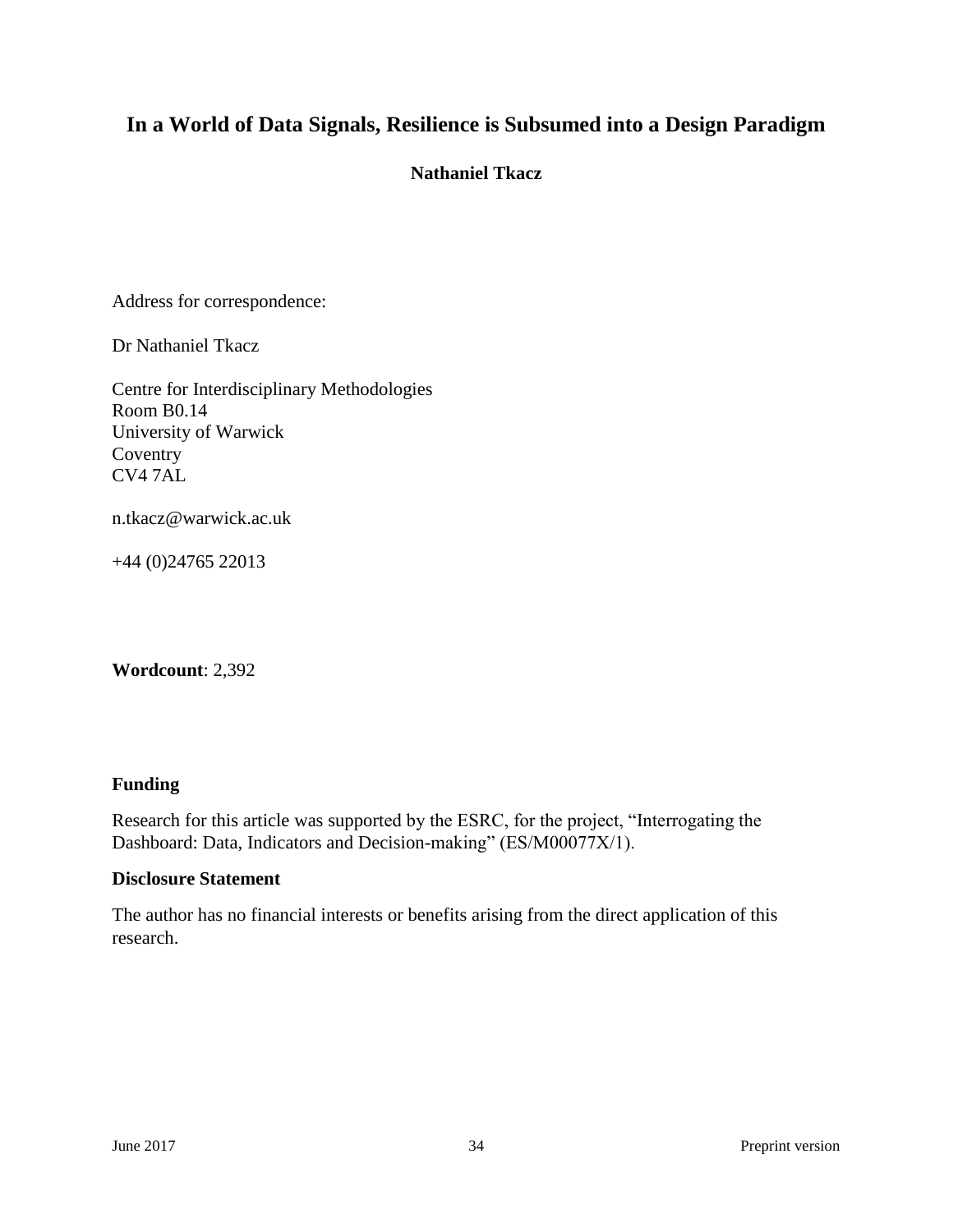# In a World of Data Signals, Resilience is Subsumed into a Design Paradigm

**Nathaniel Tkacz**

Address for correspondence:

Dr Nathaniel Tkacz

Centre for Interdisciplinary Methodologies
Room B0.14
University of Warwick
Coventry
CV4 7AL

n.tkacz@warwick.ac.uk

+44 (0)24765 22013

**Wordcount**: 2,392

**Funding**

Research for this article was supported by the ESRC, for the project, "Interrogating the Dashboard: Data, Indicators and Decision-making" (ES/M00077X/1).

**Disclosure Statement**

The author has no financial interests or benefits arising from the direct application of this research.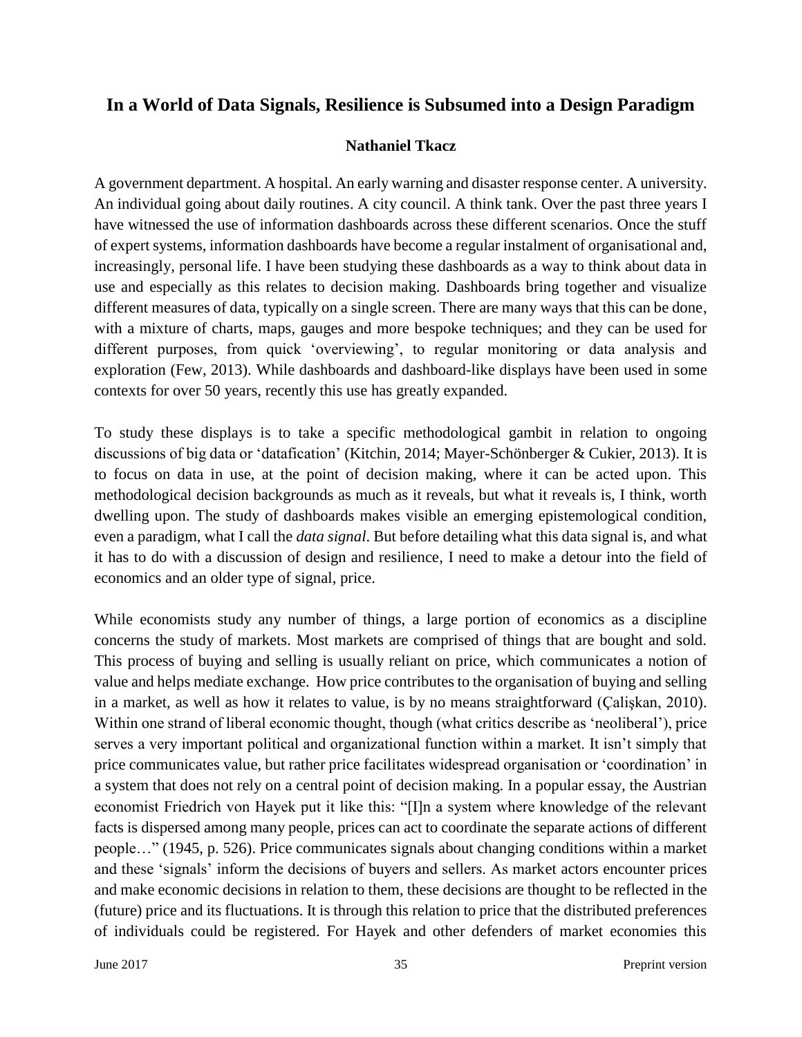## In a World of Data Signals, Resilience is Subsumed into a Design Paradigm

**Nathaniel Tkacz**

A government department. A hospital. An early warning and disaster response center. A university. An individual going about daily routines. A city council. A think tank. Over the past three years I have witnessed the use of information dashboards across these different scenarios. Once the stuff of expert systems, information dashboards have become a regular instalment of organisational and, increasingly, personal life. I have been studying these dashboards as a way to think about data in use and especially as this relates to decision making. Dashboards bring together and visualize different measures of data, typically on a single screen. There are many ways that this can be done, with a mixture of charts, maps, gauges and more bespoke techniques; and they can be used for different purposes, from quick 'overviewing', to regular monitoring or data analysis and exploration (Few, 2013). While dashboards and dashboard-like displays have been used in some contexts for over 50 years, recently this use has greatly expanded.

To study these displays is to take a specific methodological gambit in relation to ongoing discussions of big data or 'datafication' (Kitchin, 2014; Mayer-Schönberger & Cukier, 2013). It is to focus on data in use, at the point of decision making, where it can be acted upon. This methodological decision backgrounds as much as it reveals, but what it reveals is, I think, worth dwelling upon. The study of dashboards makes visible an emerging epistemological condition, even a paradigm, what I call the *data signal*. But before detailing what this data signal is, and what it has to do with a discussion of design and resilience, I need to make a detour into the field of economics and an older type of signal, price.

While economists study any number of things, a large portion of economics as a discipline concerns the study of markets. Most markets are comprised of things that are bought and sold. This process of buying and selling is usually reliant on price, which communicates a notion of value and helps mediate exchange. How price contributes to the organisation of buying and selling in a market, as well as how it relates to value, is by no means straightforward (Çalişkan, 2010). Within one strand of liberal economic thought, though (what critics describe as 'neoliberal'), price serves a very important political and organizational function within a market. It isn't simply that price communicates value, but rather price facilitates widespread organisation or 'coordination' in a system that does not rely on a central point of decision making. In a popular essay, the Austrian economist Friedrich von Hayek put it like this: "[I]n a system where knowledge of the relevant facts is dispersed among many people, prices can act to coordinate the separate actions of different people…" (1945, p. 526). Price communicates signals about changing conditions within a market and these 'signals' inform the decisions of buyers and sellers. As market actors encounter prices and make economic decisions in relation to them, these decisions are thought to be reflected in the (future) price and its fluctuations. It is through this relation to price that the distributed preferences of individuals could be registered. For Hayek and other defenders of market economies this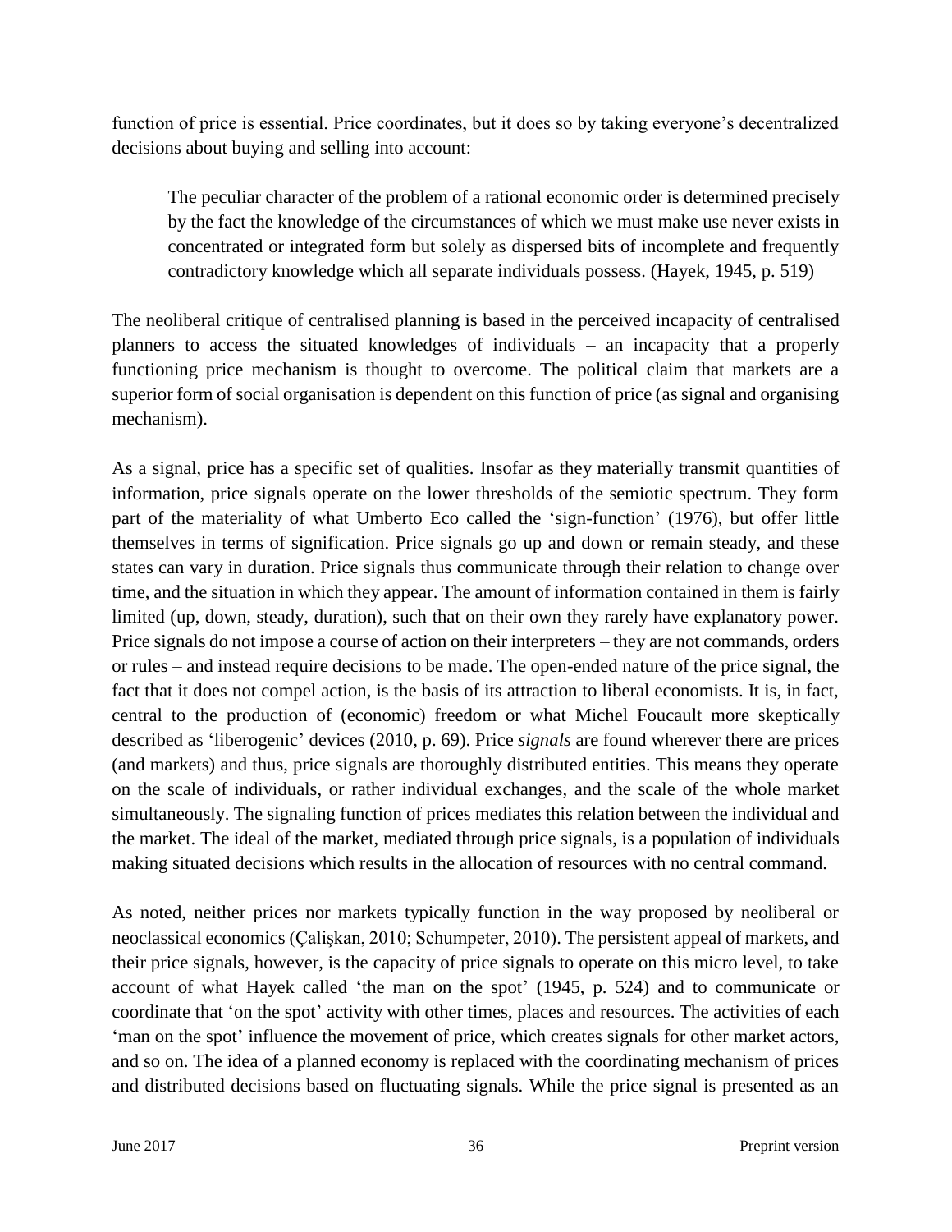function of price is essential. Price coordinates, but it does so by taking everyone's decentralized decisions about buying and selling into account:

> The peculiar character of the problem of a rational economic order is determined precisely by the fact the knowledge of the circumstances of which we must make use never exists in concentrated or integrated form but solely as dispersed bits of incomplete and frequently contradictory knowledge which all separate individuals possess. (Hayek, 1945, p. 519)

The neoliberal critique of centralised planning is based in the perceived incapacity of centralised planners to access the situated knowledges of individuals – an incapacity that a properly functioning price mechanism is thought to overcome. The political claim that markets are a superior form of social organisation is dependent on this function of price (as signal and organising mechanism).

As a signal, price has a specific set of qualities. Insofar as they materially transmit quantities of information, price signals operate on the lower thresholds of the semiotic spectrum. They form part of the materiality of what Umberto Eco called the 'sign-function' (1976), but offer little themselves in terms of signification. Price signals go up and down or remain steady, and these states can vary in duration. Price signals thus communicate through their relation to change over time, and the situation in which they appear. The amount of information contained in them is fairly limited (up, down, steady, duration), such that on their own they rarely have explanatory power. Price signals do not impose a course of action on their interpreters – they are not commands, orders or rules – and instead require decisions to be made. The open-ended nature of the price signal, the fact that it does not compel action, is the basis of its attraction to liberal economists. It is, in fact, central to the production of (economic) freedom or what Michel Foucault more skeptically described as 'liberogenic' devices (2010, p. 69). Price *signals* are found wherever there are prices (and markets) and thus, price signals are thoroughly distributed entities. This means they operate on the scale of individuals, or rather individual exchanges, and the scale of the whole market simultaneously. The signaling function of prices mediates this relation between the individual and the market. The ideal of the market, mediated through price signals, is a population of individuals making situated decisions which results in the allocation of resources with no central command.

As noted, neither prices nor markets typically function in the way proposed by neoliberal or neoclassical economics (Çalişkan, 2010; Schumpeter, 2010). The persistent appeal of markets, and their price signals, however, is the capacity of price signals to operate on this micro level, to take account of what Hayek called 'the man on the spot' (1945, p. 524) and to communicate or coordinate that 'on the spot' activity with other times, places and resources. The activities of each 'man on the spot' influence the movement of price, which creates signals for other market actors, and so on. The idea of a planned economy is replaced with the coordinating mechanism of prices and distributed decisions based on fluctuating signals. While the price signal is presented as an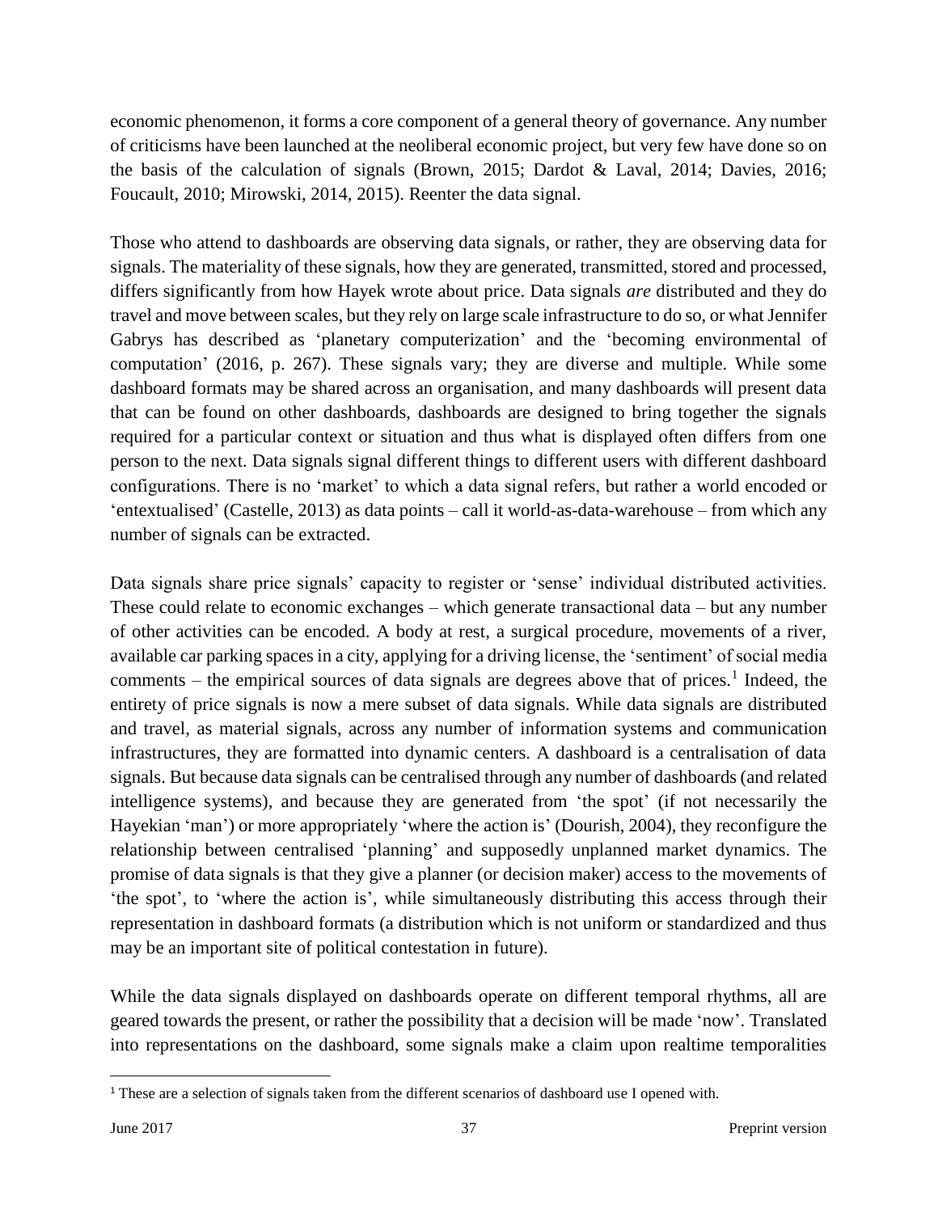economic phenomenon, it forms a core component of a general theory of governance. Any number of criticisms have been launched at the neoliberal economic project, but very few have done so on the basis of the calculation of signals (Brown, 2015; Dardot & Laval, 2014; Davies, 2016; Foucault, 2010; Mirowski, 2014, 2015). Reenter the data signal.

Those who attend to dashboards are observing data signals, or rather, they are observing data for signals. The materiality of these signals, how they are generated, transmitted, stored and processed, differs significantly from how Hayek wrote about price. Data signals *are* distributed and they do travel and move between scales, but they rely on large scale infrastructure to do so, or what Jennifer Gabrys has described as 'planetary computerization' and the 'becoming environmental of computation' (2016, p. 267). These signals vary; they are diverse and multiple. While some dashboard formats may be shared across an organisation, and many dashboards will present data that can be found on other dashboards, dashboards are designed to bring together the signals required for a particular context or situation and thus what is displayed often differs from one person to the next. Data signals signal different things to different users with different dashboard configurations. There is no 'market' to which a data signal refers, but rather a world encoded or 'entextualised' (Castelle, 2013) as data points – call it world-as-data-warehouse – from which any number of signals can be extracted.

Data signals share price signals' capacity to register or 'sense' individual distributed activities. These could relate to economic exchanges – which generate transactional data – but any number of other activities can be encoded. A body at rest, a surgical procedure, movements of a river, available car parking spaces in a city, applying for a driving license, the 'sentiment' of social media comments – the empirical sources of data signals are degrees above that of prices.[1] Indeed, the entirety of price signals is now a mere subset of data signals. While data signals are distributed and travel, as material signals, across any number of information systems and communication infrastructures, they are formatted into dynamic centers. A dashboard is a centralisation of data signals. But because data signals can be centralised through any number of dashboards (and related intelligence systems), and because they are generated from 'the spot' (if not necessarily the Hayekian 'man') or more appropriately 'where the action is' (Dourish, 2004), they reconfigure the relationship between centralised 'planning' and supposedly unplanned market dynamics. The promise of data signals is that they give a planner (or decision maker) access to the movements of 'the spot', to 'where the action is', while simultaneously distributing this access through their representation in dashboard formats (a distribution which is not uniform or standardized and thus may be an important site of political contestation in future).

While the data signals displayed on dashboards operate on different temporal rhythms, all are geared towards the present, or rather the possibility that a decision will be made 'now'. Translated into representations on the dashboard, some signals make a claim upon realtime temporalities

[1] These are a selection of signals taken from the different scenarios of dashboard use I opened with.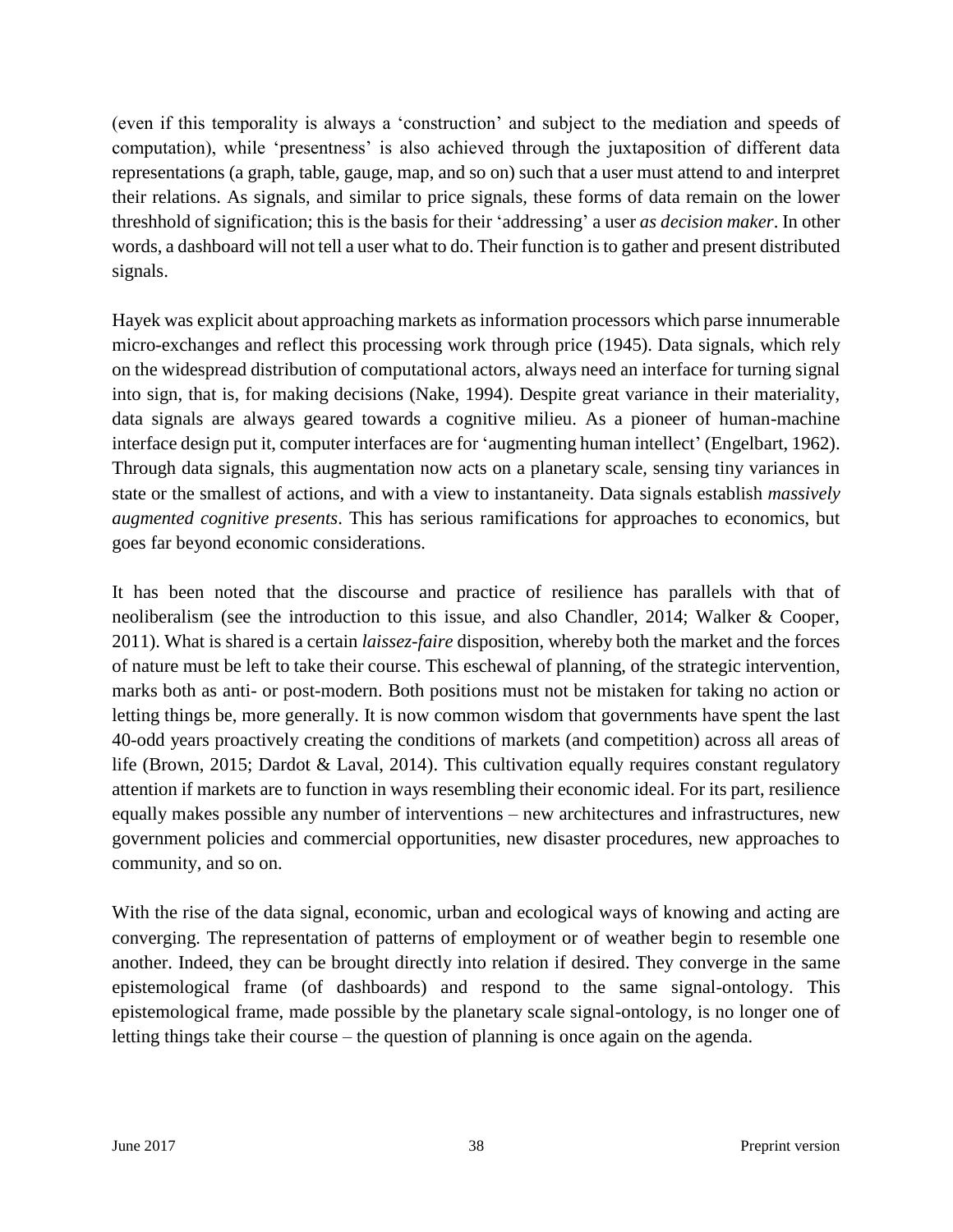(even if this temporality is always a 'construction' and subject to the mediation and speeds of computation), while 'presentness' is also achieved through the juxtaposition of different data representations (a graph, table, gauge, map, and so on) such that a user must attend to and interpret their relations. As signals, and similar to price signals, these forms of data remain on the lower threshhold of signification; this is the basis for their 'addressing' a user *as decision maker*. In other words, a dashboard will not tell a user what to do. Their function is to gather and present distributed signals.

Hayek was explicit about approaching markets as information processors which parse innumerable micro-exchanges and reflect this processing work through price (1945). Data signals, which rely on the widespread distribution of computational actors, always need an interface for turning signal into sign, that is, for making decisions (Nake, 1994). Despite great variance in their materiality, data signals are always geared towards a cognitive milieu. As a pioneer of human-machine interface design put it, computer interfaces are for 'augmenting human intellect' (Engelbart, 1962). Through data signals, this augmentation now acts on a planetary scale, sensing tiny variances in state or the smallest of actions, and with a view to instantaneity. Data signals establish *massively augmented cognitive presents*. This has serious ramifications for approaches to economics, but goes far beyond economic considerations.

It has been noted that the discourse and practice of resilience has parallels with that of neoliberalism (see the introduction to this issue, and also Chandler, 2014; Walker & Cooper, 2011). What is shared is a certain *laissez-faire* disposition, whereby both the market and the forces of nature must be left to take their course. This eschewal of planning, of the strategic intervention, marks both as anti- or post-modern. Both positions must not be mistaken for taking no action or letting things be, more generally. It is now common wisdom that governments have spent the last 40-odd years proactively creating the conditions of markets (and competition) across all areas of life (Brown, 2015; Dardot & Laval, 2014). This cultivation equally requires constant regulatory attention if markets are to function in ways resembling their economic ideal. For its part, resilience equally makes possible any number of interventions – new architectures and infrastructures, new government policies and commercial opportunities, new disaster procedures, new approaches to community, and so on.

With the rise of the data signal, economic, urban and ecological ways of knowing and acting are converging. The representation of patterns of employment or of weather begin to resemble one another. Indeed, they can be brought directly into relation if desired. They converge in the same epistemological frame (of dashboards) and respond to the same signal-ontology. This epistemological frame, made possible by the planetary scale signal-ontology, is no longer one of letting things take their course – the question of planning is once again on the agenda.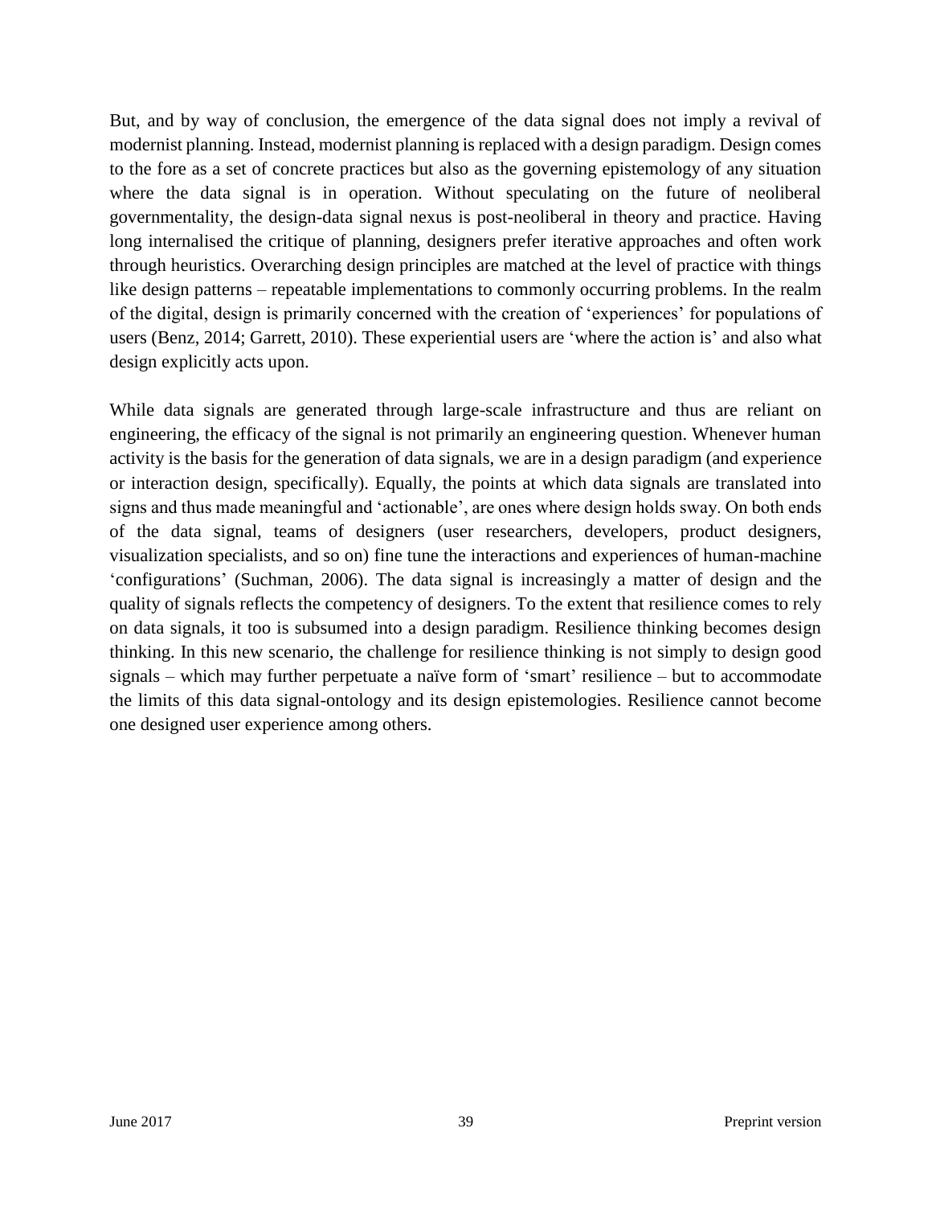But, and by way of conclusion, the emergence of the data signal does not imply a revival of modernist planning. Instead, modernist planning is replaced with a design paradigm. Design comes to the fore as a set of concrete practices but also as the governing epistemology of any situation where the data signal is in operation. Without speculating on the future of neoliberal governmentality, the design-data signal nexus is post-neoliberal in theory and practice. Having long internalised the critique of planning, designers prefer iterative approaches and often work through heuristics. Overarching design principles are matched at the level of practice with things like design patterns – repeatable implementations to commonly occurring problems. In the realm of the digital, design is primarily concerned with the creation of 'experiences' for populations of users (Benz, 2014; Garrett, 2010). These experiential users are 'where the action is' and also what design explicitly acts upon.

While data signals are generated through large-scale infrastructure and thus are reliant on engineering, the efficacy of the signal is not primarily an engineering question. Whenever human activity is the basis for the generation of data signals, we are in a design paradigm (and experience or interaction design, specifically). Equally, the points at which data signals are translated into signs and thus made meaningful and 'actionable', are ones where design holds sway. On both ends of the data signal, teams of designers (user researchers, developers, product designers, visualization specialists, and so on) fine tune the interactions and experiences of human-machine 'configurations' (Suchman, 2006). The data signal is increasingly a matter of design and the quality of signals reflects the competency of designers. To the extent that resilience comes to rely on data signals, it too is subsumed into a design paradigm. Resilience thinking becomes design thinking. In this new scenario, the challenge for resilience thinking is not simply to design good signals – which may further perpetuate a naïve form of 'smart' resilience – but to accommodate the limits of this data signal-ontology and its design epistemologies. Resilience cannot become one designed user experience among others.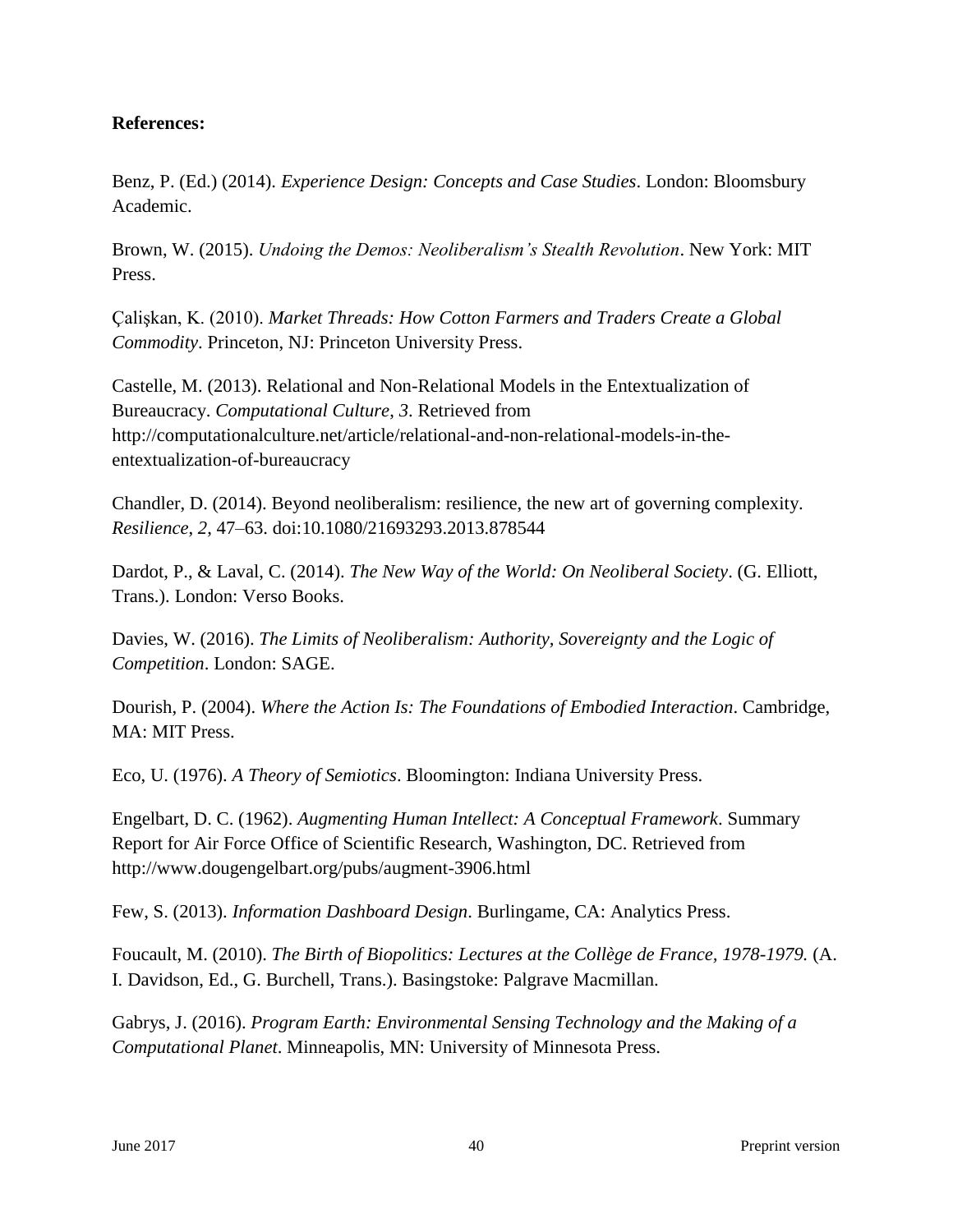**References:**

Benz, P. (Ed.) (2014). *Experience Design: Concepts and Case Studies*. London: Bloomsbury Academic.

Brown, W. (2015). *Undoing the Demos: Neoliberalism's Stealth Revolution*. New York: MIT Press.

Çalişkan, K. (2010). *Market Threads: How Cotton Farmers and Traders Create a Global Commodity*. Princeton, NJ: Princeton University Press.

Castelle, M. (2013). Relational and Non-Relational Models in the Entextualization of Bureaucracy. *Computational Culture*, *3*. Retrieved from http://computationalculture.net/article/relational-and-non-relational-models-in-the-entextualization-of-bureaucracy

Chandler, D. (2014). Beyond neoliberalism: resilience, the new art of governing complexity. *Resilience*, *2*, 47–63. doi:10.1080/21693293.2013.878544

Dardot, P., & Laval, C. (2014). *The New Way of the World: On Neoliberal Society*. (G. Elliott, Trans.). London: Verso Books.

Davies, W. (2016). *The Limits of Neoliberalism: Authority, Sovereignty and the Logic of Competition*. London: SAGE.

Dourish, P. (2004). *Where the Action Is: The Foundations of Embodied Interaction*. Cambridge, MA: MIT Press.

Eco, U. (1976). *A Theory of Semiotics*. Bloomington: Indiana University Press.

Engelbart, D. C. (1962). *Augmenting Human Intellect: A Conceptual Framework*. Summary Report for Air Force Office of Scientific Research, Washington, DC. Retrieved from http://www.dougengelbart.org/pubs/augment-3906.html

Few, S. (2013). *Information Dashboard Design*. Burlingame, CA: Analytics Press.

Foucault, M. (2010). *The Birth of Biopolitics: Lectures at the Collège de France, 1978-1979.* (A. I. Davidson, Ed., G. Burchell, Trans.). Basingstoke: Palgrave Macmillan.

Gabrys, J. (2016). *Program Earth: Environmental Sensing Technology and the Making of a Computational Planet*. Minneapolis, MN: University of Minnesota Press.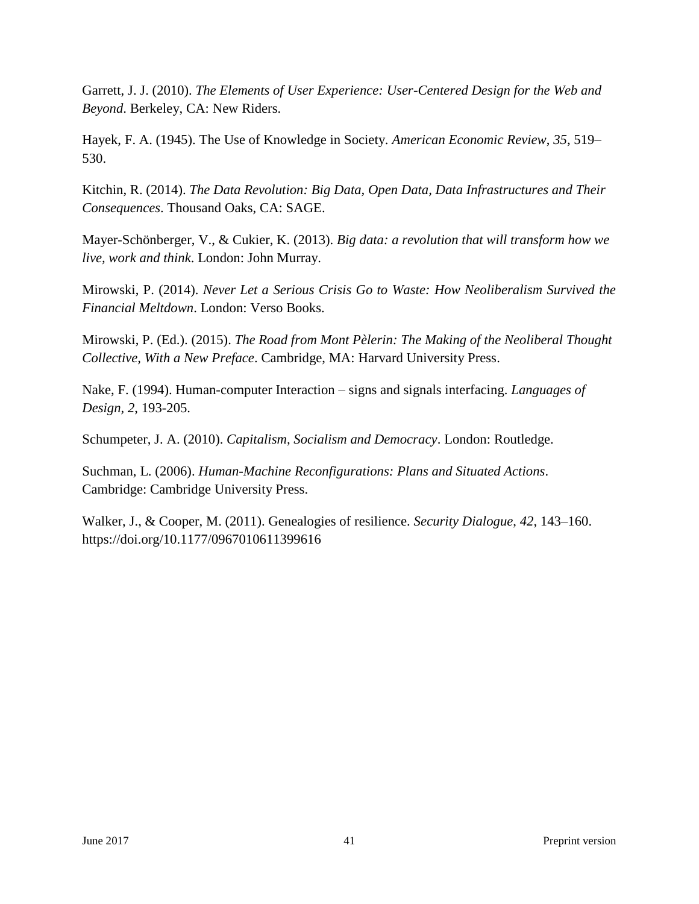Garrett, J. J. (2010). *The Elements of User Experience: User-Centered Design for the Web and Beyond*. Berkeley, CA: New Riders.

Hayek, F. A. (1945). The Use of Knowledge in Society. *American Economic Review*, *35*, 519–530.

Kitchin, R. (2014). *The Data Revolution: Big Data, Open Data, Data Infrastructures and Their Consequences*. Thousand Oaks, CA: SAGE.

Mayer-Schönberger, V., & Cukier, K. (2013). *Big data: a revolution that will transform how we live, work and think*. London: John Murray.

Mirowski, P. (2014). *Never Let a Serious Crisis Go to Waste: How Neoliberalism Survived the Financial Meltdown*. London: Verso Books.

Mirowski, P. (Ed.). (2015). *The Road from Mont Pèlerin: The Making of the Neoliberal Thought Collective, With a New Preface*. Cambridge, MA: Harvard University Press.

Nake, F. (1994). Human-computer Interaction – signs and signals interfacing. *Languages of Design*, *2*, 193-205.

Schumpeter, J. A. (2010). *Capitalism, Socialism and Democracy*. London: Routledge.

Suchman, L. (2006). *Human-Machine Reconfigurations: Plans and Situated Actions*. Cambridge: Cambridge University Press.

Walker, J., & Cooper, M. (2011). Genealogies of resilience. *Security Dialogue*, *42*, 143–160. https://doi.org/10.1177/0967010611399616